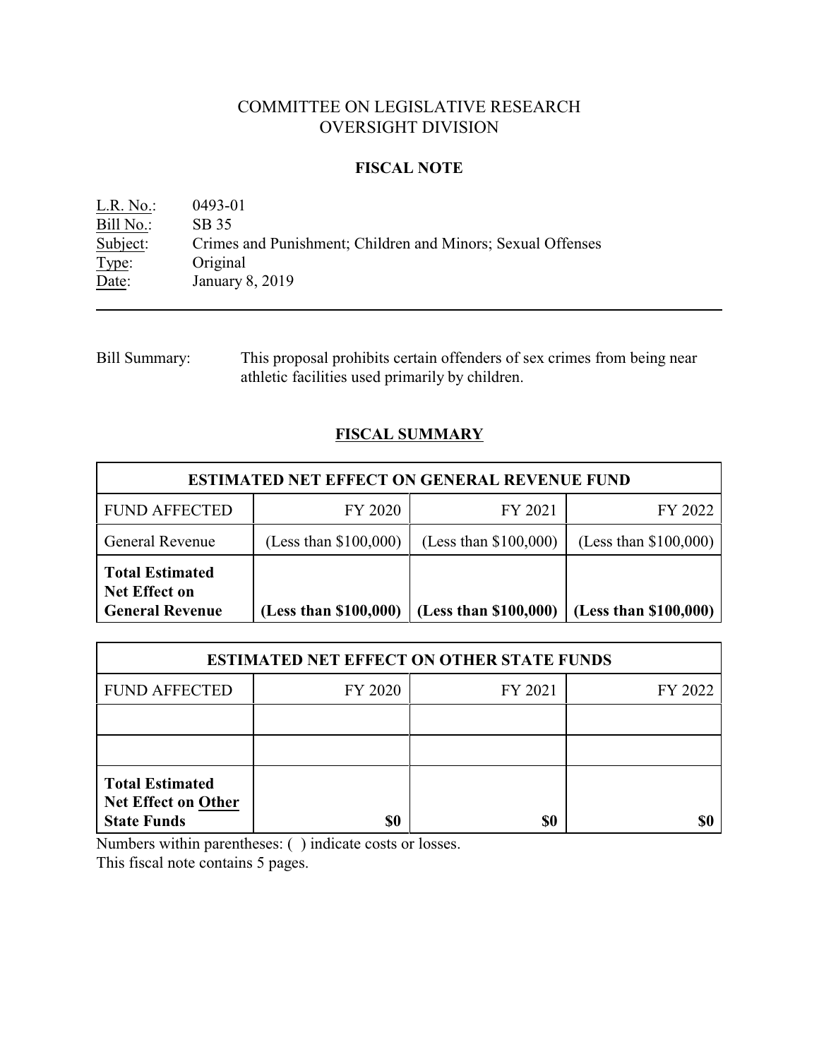# COMMITTEE ON LEGISLATIVE RESEARCH
# OVERSIGHT DIVISION

## FISCAL NOTE

L.R. No.: 0493-01
Bill No.: SB 35
Subject: Crimes and Punishment; Children and Minors; Sexual Offenses
Type: Original
Date: January 8, 2019

---

Bill Summary: This proposal prohibits certain offenders of sex crimes from being near athletic facilities used primarily by children.

## FISCAL SUMMARY

| ESTIMATED NET EFFECT ON GENERAL REVENUE FUND | | | |
|---|---|---|---|
| FUND AFFECTED | FY 2020 | FY 2021 | FY 2022 |
| General Revenue | (Less than $100,000) | (Less than $100,000) | (Less than $100,000) |
| **Total Estimated Net Effect on General Revenue** | **(Less than $100,000)** | **(Less than $100,000)** | **(Less than $100,000)** |

| ESTIMATED NET EFFECT ON OTHER STATE FUNDS | | | |
|---|---|---|---|
| FUND AFFECTED | FY 2020 | FY 2021 | FY 2022 |
| | | | |
| | | | |
| **Total Estimated Net Effect on Other State Funds** | **$0** | **$0** | **$0** |

Numbers within parentheses: ( ) indicate costs or losses.
This fiscal note contains 5 pages.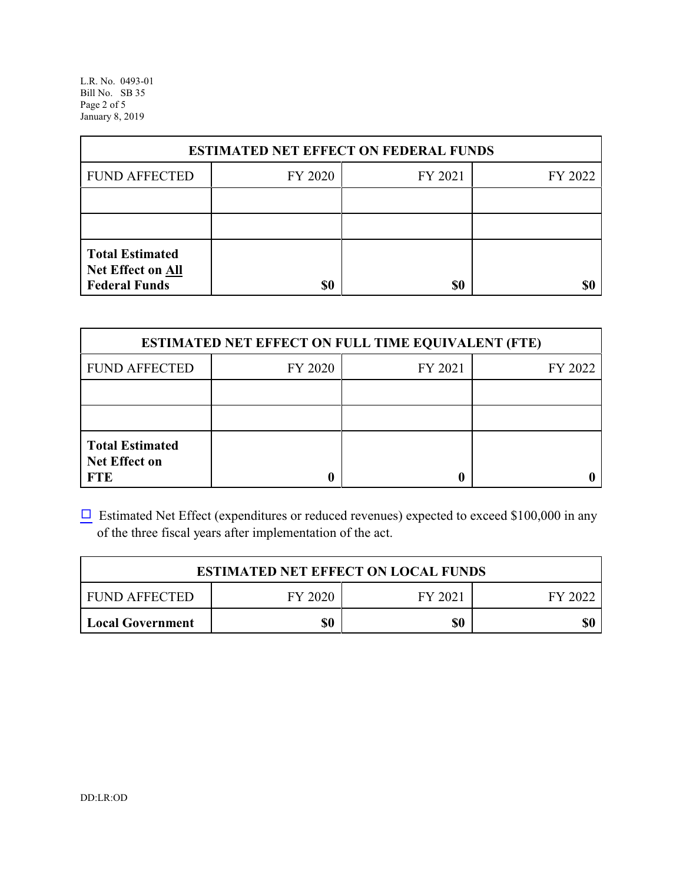| ESTIMATED NET EFFECT ON FEDERAL FUNDS | | | |
|---|---|---|---|
| FUND AFFECTED | FY 2020 | FY 2021 | FY 2022 |
| | | | |
| | | | |
| **Total Estimated Net Effect on All Federal Funds** | **$0** | **$0** | **$0** |

| ESTIMATED NET EFFECT ON FULL TIME EQUIVALENT (FTE) | | | |
|---|---|---|---|
| FUND AFFECTED | FY 2020 | FY 2021 | FY 2022 |
| | | | |
| | | | |
| **Total Estimated Net Effect on FTE** | **0** | **0** | **0** |

☐ Estimated Net Effect (expenditures or reduced revenues) expected to exceed $100,000 in any of the three fiscal years after implementation of the act.

| ESTIMATED NET EFFECT ON LOCAL FUNDS | | | |
|---|---|---|---|
| FUND AFFECTED | FY 2020 | FY 2021 | FY 2022 |
| **Local Government** | **$0** | **$0** | **$0** |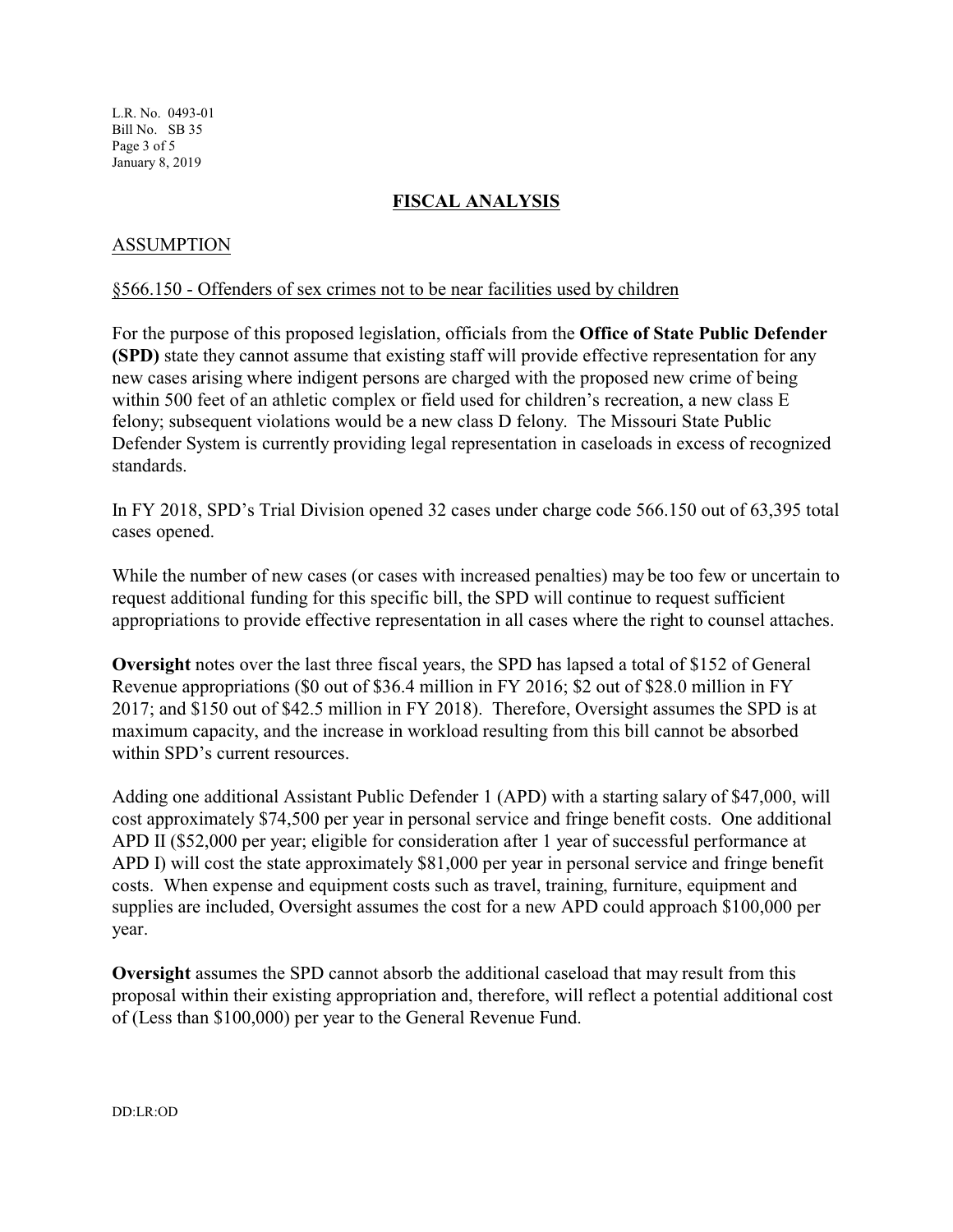## FISCAL ANALYSIS

### ASSUMPTION

§566.150 - Offenders of sex crimes not to be near facilities used by children

For the purpose of this proposed legislation, officials from the **Office of State Public Defender (SPD)** state they cannot assume that existing staff will provide effective representation for any new cases arising where indigent persons are charged with the proposed new crime of being within 500 feet of an athletic complex or field used for children's recreation, a new class E felony; subsequent violations would be a new class D felony. The Missouri State Public Defender System is currently providing legal representation in caseloads in excess of recognized standards.

In FY 2018, SPD's Trial Division opened 32 cases under charge code 566.150 out of 63,395 total cases opened.

While the number of new cases (or cases with increased penalties) may be too few or uncertain to request additional funding for this specific bill, the SPD will continue to request sufficient appropriations to provide effective representation in all cases where the right to counsel attaches.

**Oversight** notes over the last three fiscal years, the SPD has lapsed a total of $152 of General Revenue appropriations ($0 out of $36.4 million in FY 2016; $2 out of $28.0 million in FY 2017; and $150 out of $42.5 million in FY 2018). Therefore, Oversight assumes the SPD is at maximum capacity, and the increase in workload resulting from this bill cannot be absorbed within SPD's current resources.

Adding one additional Assistant Public Defender 1 (APD) with a starting salary of $47,000, will cost approximately $74,500 per year in personal service and fringe benefit costs. One additional APD II ($52,000 per year; eligible for consideration after 1 year of successful performance at APD I) will cost the state approximately $81,000 per year in personal service and fringe benefit costs. When expense and equipment costs such as travel, training, furniture, equipment and supplies are included, Oversight assumes the cost for a new APD could approach $100,000 per year.

**Oversight** assumes the SPD cannot absorb the additional caseload that may result from this proposal within their existing appropriation and, therefore, will reflect a potential additional cost of (Less than $100,000) per year to the General Revenue Fund.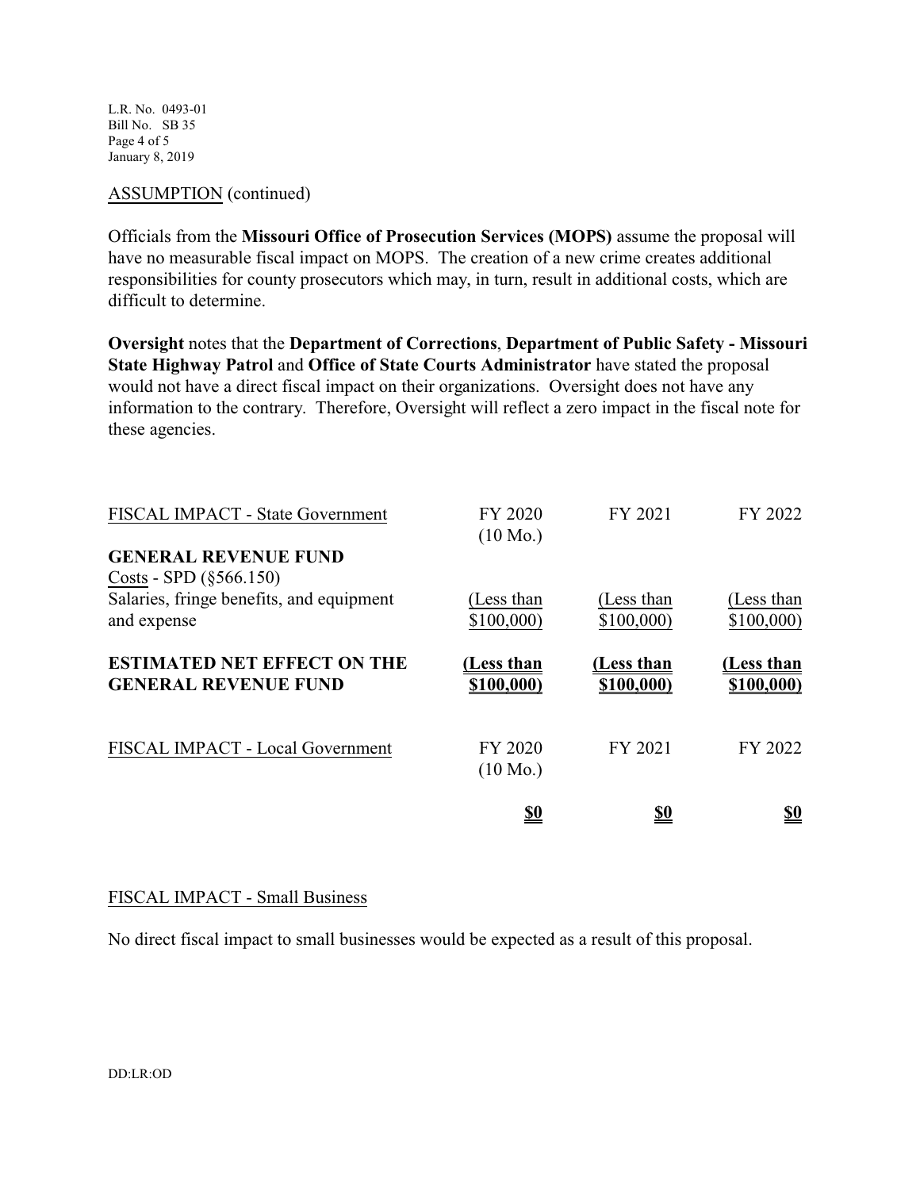ASSUMPTION (continued)

Officials from the **Missouri Office of Prosecution Services (MOPS)** assume the proposal will have no measurable fiscal impact on MOPS. The creation of a new crime creates additional responsibilities for county prosecutors which may, in turn, result in additional costs, which are difficult to determine.

**Oversight** notes that the **Department of Corrections**, **Department of Public Safety - Missouri State Highway Patrol** and **Office of State Courts Administrator** have stated the proposal would not have a direct fiscal impact on their organizations. Oversight does not have any information to the contrary. Therefore, Oversight will reflect a zero impact in the fiscal note for these agencies.

| FISCAL IMPACT - State Government | FY 2020 (10 Mo.) | FY 2021 | FY 2022 |
|---|---|---|---|
| **GENERAL REVENUE FUND** | | | |
| Costs - SPD (§566.150) | | | |
| Salaries, fringe benefits, and equipment and expense | (Less than $100,000) | (Less than $100,000) | (Less than $100,000) |
| **ESTIMATED NET EFFECT ON THE GENERAL REVENUE FUND** | **(Less than $100,000)** | **(Less than $100,000)** | **(Less than $100,000)** |

| FISCAL IMPACT - Local Government | FY 2020 (10 Mo.) | FY 2021 | FY 2022 |
|---|---|---|---|
| | **$0** | **$0** | **$0** |

FISCAL IMPACT - Small Business

No direct fiscal impact to small businesses would be expected as a result of this proposal.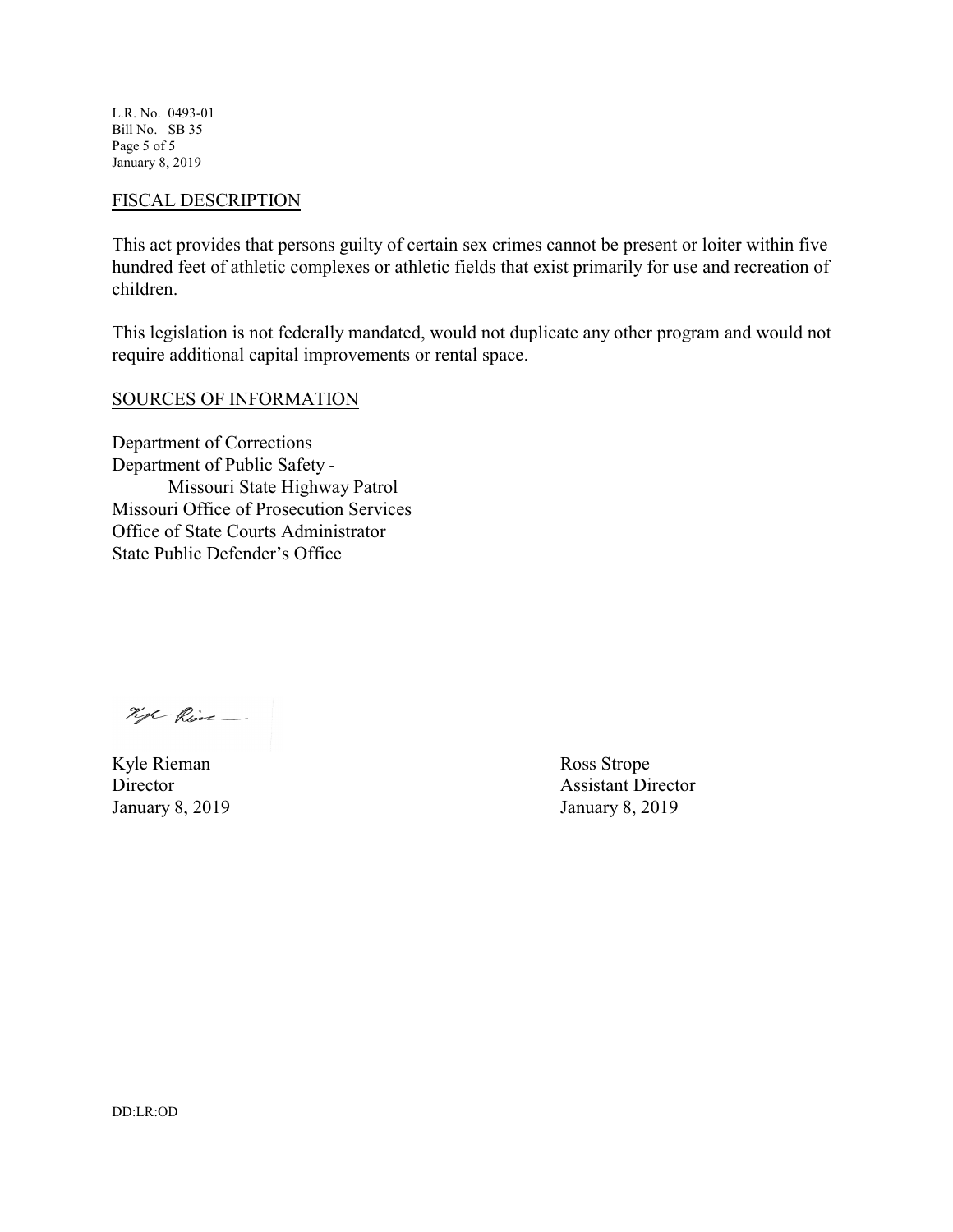## FISCAL DESCRIPTION

This act provides that persons guilty of certain sex crimes cannot be present or loiter within five hundred feet of athletic complexes or athletic fields that exist primarily for use and recreation of children.

This legislation is not federally mandated, would not duplicate any other program and would not require additional capital improvements or rental space.

## SOURCES OF INFORMATION

Department of Corrections
Department of Public Safety -
    Missouri State Highway Patrol
Missouri Office of Prosecution Services
Office of State Courts Administrator
State Public Defender's Office

Kyle Rieman
Director
January 8, 2019

Ross Strope
Assistant Director
January 8, 2019

DD:LR:OD